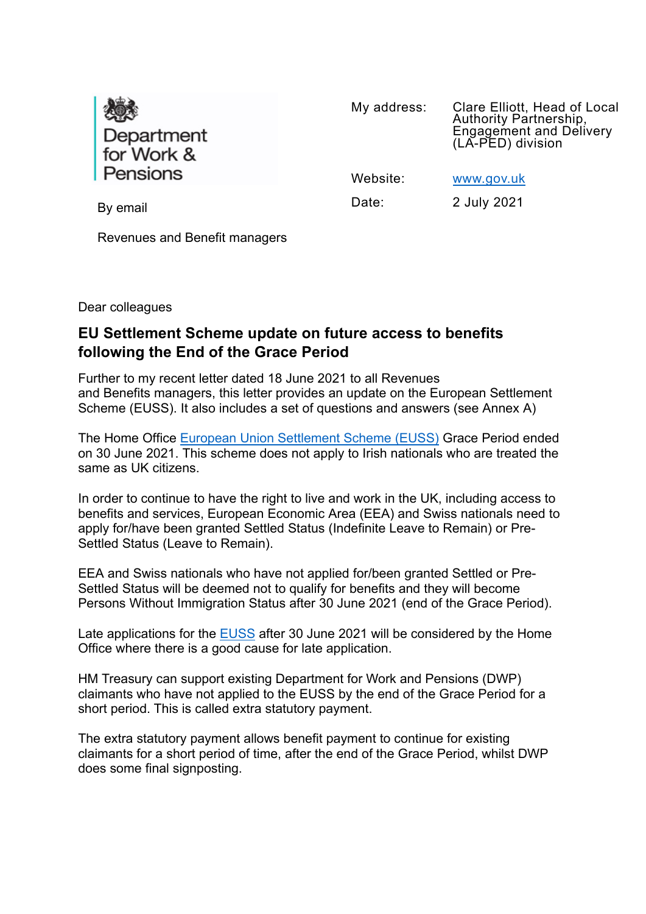Department for Work & Pensions

My address: Clare Elliott, Head of Local Authority Partnership, Engagement and Delivery (LA-PED) division

Website: [www.gov.uk](www.gov.uk)

Date: 2 July 2021

By email

Revenues and Benefit managers

Dear colleagues

## EU Settlement Scheme update on future access to benefits following the End of the Grace Period

Further to my recent letter dated 18 June 2021 to all Revenues and Benefits managers, this letter provides an update on the European Settlement Scheme (EUSS). It also includes a set of questions and answers (see Annex A)

The Home Office [European Union Settlement Scheme (EUSS)]() Grace Period ended on 30 June 2021. This scheme does not apply to Irish nationals who are treated the same as UK citizens.

In order to continue to have the right to live and work in the UK, including access to benefits and services, European Economic Area (EEA) and Swiss nationals need to apply for/have been granted Settled Status (Indefinite Leave to Remain) or Pre-Settled Status (Leave to Remain).

EEA and Swiss nationals who have not applied for/been granted Settled or Pre-Settled Status will be deemed not to qualify for benefits and they will become Persons Without Immigration Status after 30 June 2021 (end of the Grace Period).

Late applications for the [EUSS]() after 30 June 2021 will be considered by the Home Office where there is a good cause for late application.

HM Treasury can support existing Department for Work and Pensions (DWP) claimants who have not applied to the EUSS by the end of the Grace Period for a short period. This is called extra statutory payment.

The extra statutory payment allows benefit payment to continue for existing claimants for a short period of time, after the end of the Grace Period, whilst DWP does some final signposting.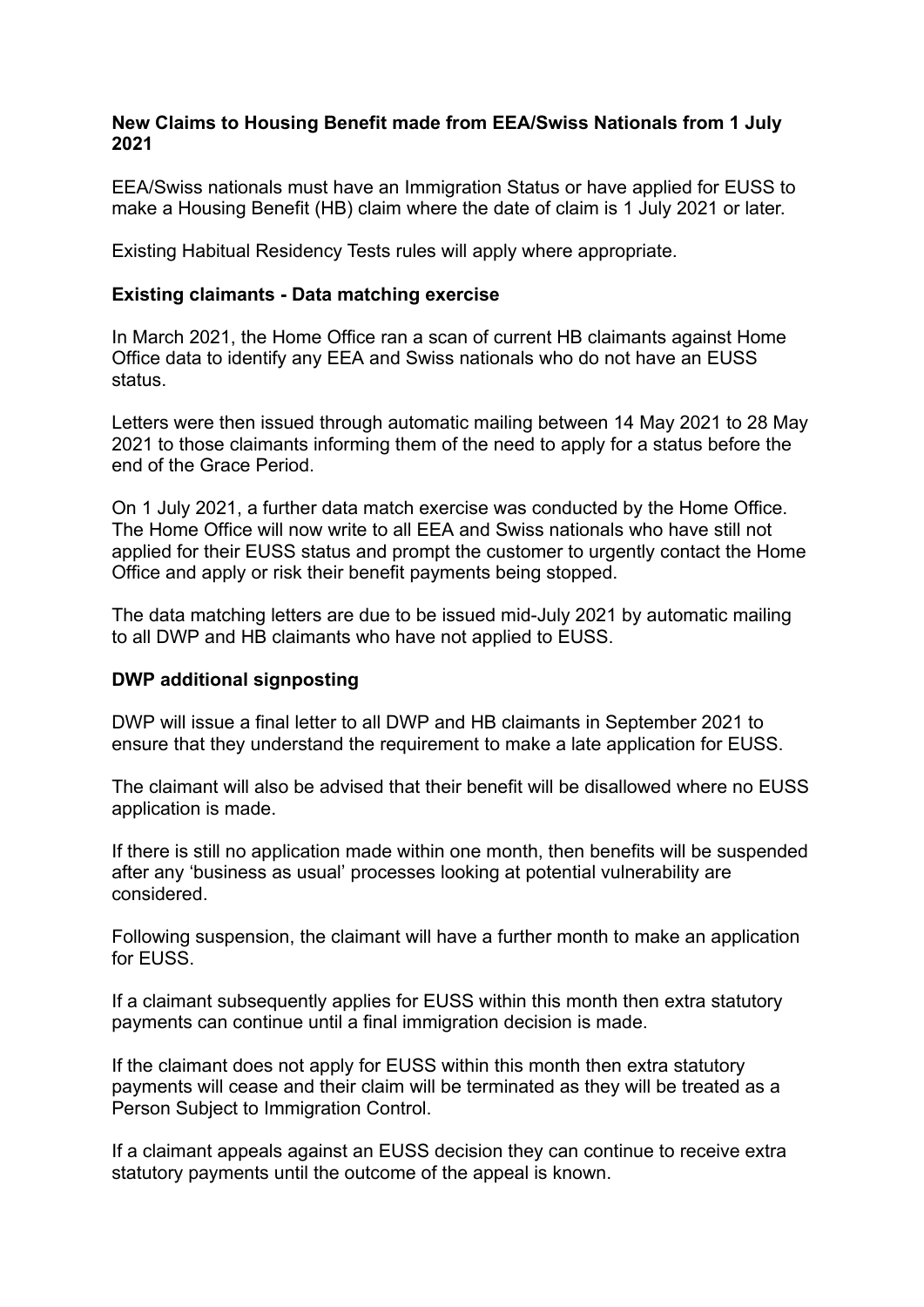**New Claims to Housing Benefit made from EEA/Swiss Nationals from 1 July 2021**

EEA/Swiss nationals must have an Immigration Status or have applied for EUSS to make a Housing Benefit (HB) claim where the date of claim is 1 July 2021 or later.

Existing Habitual Residency Tests rules will apply where appropriate.

**Existing claimants - Data matching exercise**

In March 2021, the Home Office ran a scan of current HB claimants against Home Office data to identify any EEA and Swiss nationals who do not have an EUSS status.

Letters were then issued through automatic mailing between 14 May 2021 to 28 May 2021 to those claimants informing them of the need to apply for a status before the end of the Grace Period.

On 1 July 2021, a further data match exercise was conducted by the Home Office. The Home Office will now write to all EEA and Swiss nationals who have still not applied for their EUSS status and prompt the customer to urgently contact the Home Office and apply or risk their benefit payments being stopped.

The data matching letters are due to be issued mid-July 2021 by automatic mailing to all DWP and HB claimants who have not applied to EUSS.

**DWP additional signposting**

DWP will issue a final letter to all DWP and HB claimants in September 2021 to ensure that they understand the requirement to make a late application for EUSS.

The claimant will also be advised that their benefit will be disallowed where no EUSS application is made.

If there is still no application made within one month, then benefits will be suspended after any 'business as usual' processes looking at potential vulnerability are considered.

Following suspension, the claimant will have a further month to make an application for EUSS.

If a claimant subsequently applies for EUSS within this month then extra statutory payments can continue until a final immigration decision is made.

If the claimant does not apply for EUSS within this month then extra statutory payments will cease and their claim will be terminated as they will be treated as a Person Subject to Immigration Control.

If a claimant appeals against an EUSS decision they can continue to receive extra statutory payments until the outcome of the appeal is known.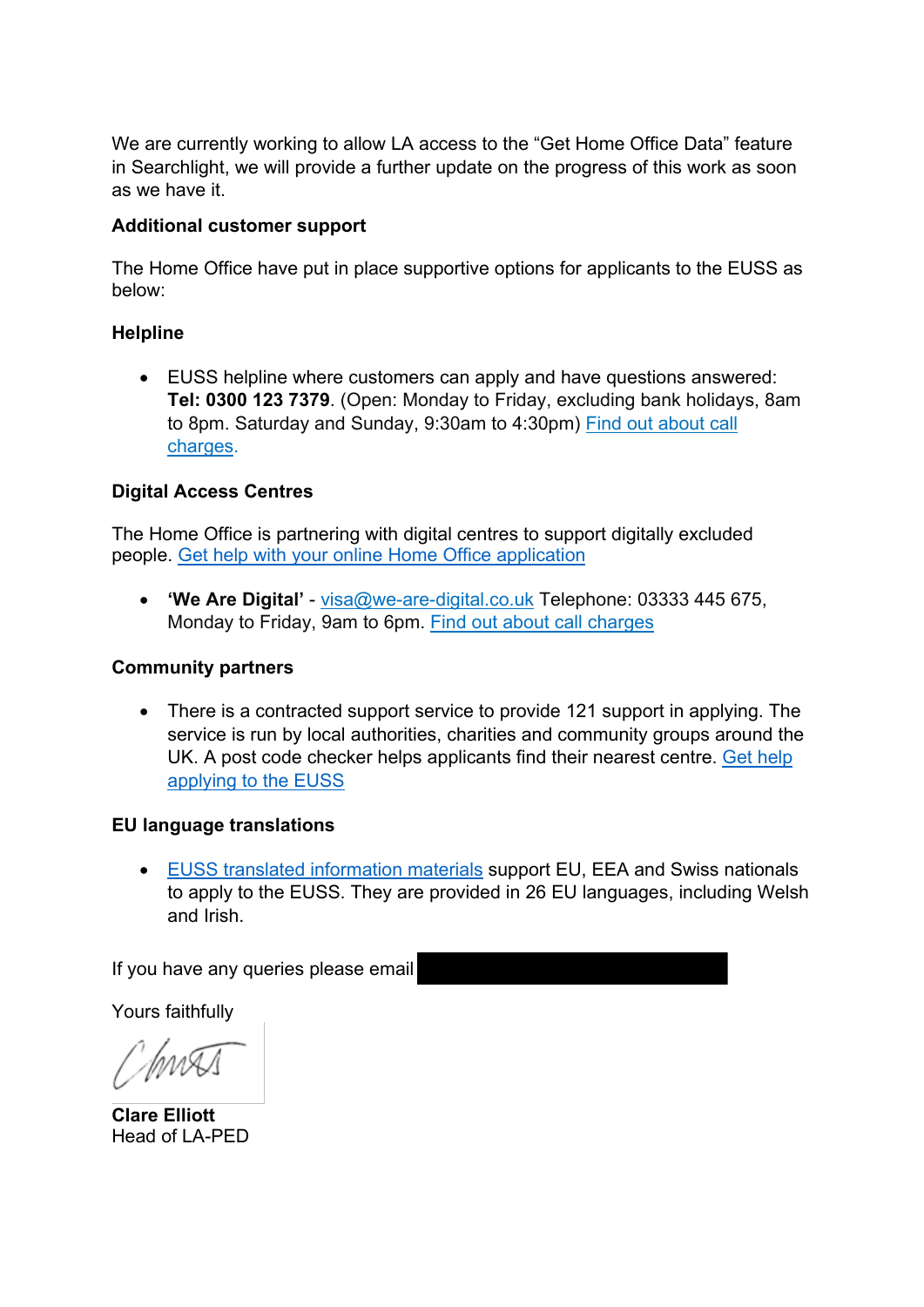We are currently working to allow LA access to the "Get Home Office Data" feature in Searchlight, we will provide a further update on the progress of this work as soon as we have it.

**Additional customer support**

The Home Office have put in place supportive options for applicants to the EUSS as below:

**Helpline**

- EUSS helpline where customers can apply and have questions answered: **Tel: 0300 123 7379**. (Open: Monday to Friday, excluding bank holidays, 8am to 8pm. Saturday and Sunday, 9:30am to 4:30pm) [Find out about call charges](#).

**Digital Access Centres**

The Home Office is partnering with digital centres to support digitally excluded people. [Get help with your online Home Office application](#)

- **'We Are Digital'** - [visa@we-are-digital.co.uk](mailto:visa@we-are-digital.co.uk) Telephone: 03333 445 675, Monday to Friday, 9am to 6pm. [Find out about call charges](#)

**Community partners**

- There is a contracted support service to provide 121 support in applying. The service is run by local authorities, charities and community groups around the UK. A post code checker helps applicants find their nearest centre. [Get help applying to the EUSS](#)

**EU language translations**

- [EUSS translated information materials](#) support EU, EEA and Swiss nationals to apply to the EUSS. They are provided in 26 EU languages, including Welsh and Irish.

If you have any queries please email [REDACTED]

Yours faithfully

**Clare Elliott**
Head of LA-PED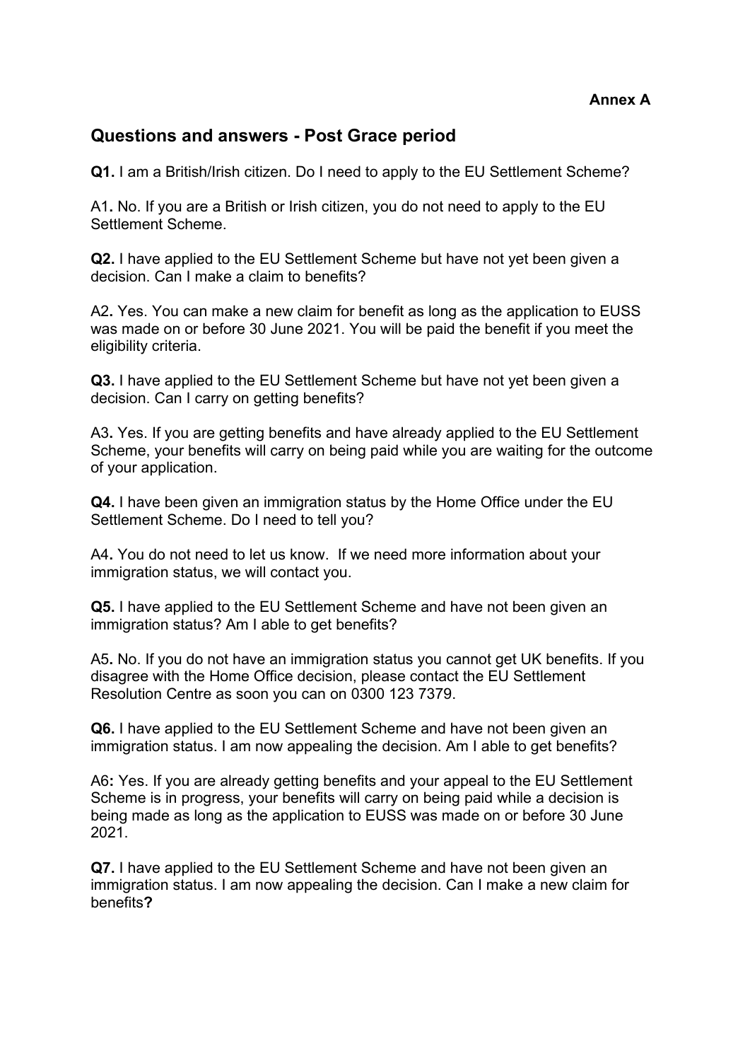**Annex A**

## Questions and answers - Post Grace period

**Q1.** I am a British/Irish citizen. Do I need to apply to the EU Settlement Scheme?

A1**.** No. If you are a British or Irish citizen, you do not need to apply to the EU Settlement Scheme.

**Q2.** I have applied to the EU Settlement Scheme but have not yet been given a decision. Can I make a claim to benefits?

A2**.** Yes. You can make a new claim for benefit as long as the application to EUSS was made on or before 30 June 2021. You will be paid the benefit if you meet the eligibility criteria.

**Q3.** I have applied to the EU Settlement Scheme but have not yet been given a decision. Can I carry on getting benefits?

A3**.** Yes. If you are getting benefits and have already applied to the EU Settlement Scheme, your benefits will carry on being paid while you are waiting for the outcome of your application.

**Q4.** I have been given an immigration status by the Home Office under the EU Settlement Scheme. Do I need to tell you?

A4**.** You do not need to let us know. If we need more information about your immigration status, we will contact you.

**Q5.** I have applied to the EU Settlement Scheme and have not been given an immigration status? Am I able to get benefits?

A5**.** No. If you do not have an immigration status you cannot get UK benefits. If you disagree with the Home Office decision, please contact the EU Settlement Resolution Centre as soon you can on 0300 123 7379.

**Q6.** I have applied to the EU Settlement Scheme and have not been given an immigration status. I am now appealing the decision. Am I able to get benefits?

A6**:** Yes. If you are already getting benefits and your appeal to the EU Settlement Scheme is in progress, your benefits will carry on being paid while a decision is being made as long as the application to EUSS was made on or before 30 June 2021.

**Q7.** I have applied to the EU Settlement Scheme and have not been given an immigration status. I am now appealing the decision. Can I make a new claim for benefits**?**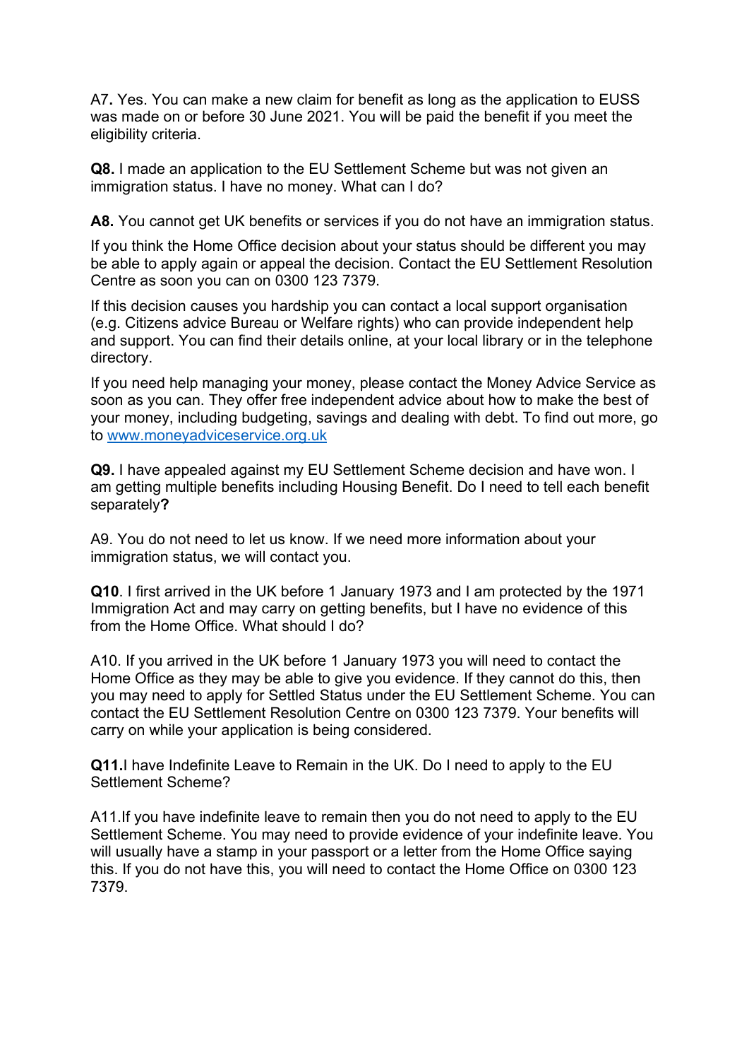A7**.** Yes. You can make a new claim for benefit as long as the application to EUSS was made on or before 30 June 2021. You will be paid the benefit if you meet the eligibility criteria.

**Q8.** I made an application to the EU Settlement Scheme but was not given an immigration status. I have no money. What can I do?

**A8.** You cannot get UK benefits or services if you do not have an immigration status.

If you think the Home Office decision about your status should be different you may be able to apply again or appeal the decision. Contact the EU Settlement Resolution Centre as soon you can on 0300 123 7379.

If this decision causes you hardship you can contact a local support organisation (e.g. Citizens advice Bureau or Welfare rights) who can provide independent help and support. You can find their details online, at your local library or in the telephone directory.

If you need help managing your money, please contact the Money Advice Service as soon as you can. They offer free independent advice about how to make the best of your money, including budgeting, savings and dealing with debt. To find out more, go to [www.moneyadviceservice.org.uk](http://www.moneyadviceservice.org.uk)

**Q9.** I have appealed against my EU Settlement Scheme decision and have won. I am getting multiple benefits including Housing Benefit. Do I need to tell each benefit separately**?**

A9. You do not need to let us know. If we need more information about your immigration status, we will contact you.

**Q10**. I first arrived in the UK before 1 January 1973 and I am protected by the 1971 Immigration Act and may carry on getting benefits, but I have no evidence of this from the Home Office. What should I do?

A10. If you arrived in the UK before 1 January 1973 you will need to contact the Home Office as they may be able to give you evidence. If they cannot do this, then you may need to apply for Settled Status under the EU Settlement Scheme. You can contact the EU Settlement Resolution Centre on 0300 123 7379. Your benefits will carry on while your application is being considered.

**Q11.**I have Indefinite Leave to Remain in the UK. Do I need to apply to the EU Settlement Scheme?

A11.If you have indefinite leave to remain then you do not need to apply to the EU Settlement Scheme. You may need to provide evidence of your indefinite leave. You will usually have a stamp in your passport or a letter from the Home Office saying this. If you do not have this, you will need to contact the Home Office on 0300 123 7379.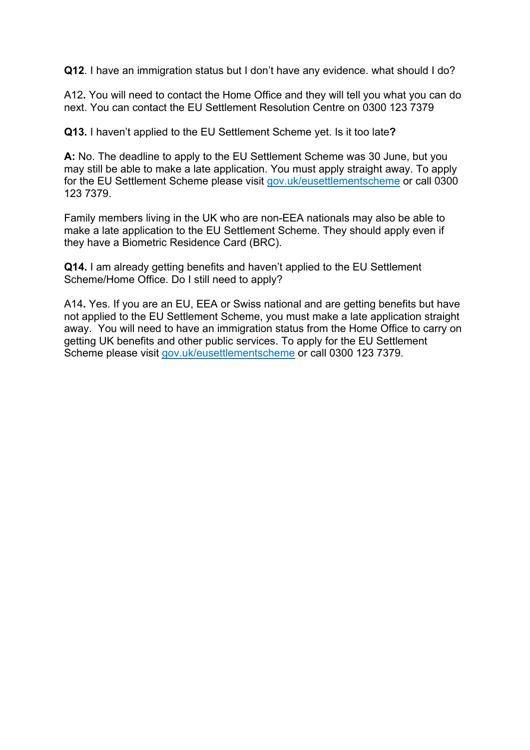**Q12**. I have an immigration status but I don't have any evidence. what should I do?

A12**.** You will need to contact the Home Office and they will tell you what you can do next. You can contact the EU Settlement Resolution Centre on 0300 123 7379

**Q13.** I haven't applied to the EU Settlement Scheme yet. Is it too late**?**

**A:** No. The deadline to apply to the EU Settlement Scheme was 30 June, but you may still be able to make a late application. You must apply straight away. To apply for the EU Settlement Scheme please visit [gov.uk/eusettlementscheme](gov.uk/eusettlementscheme) or call 0300 123 7379.

Family members living in the UK who are non-EEA nationals may also be able to make a late application to the EU Settlement Scheme. They should apply even if they have a Biometric Residence Card (BRC).

**Q14.** I am already getting benefits and haven't applied to the EU Settlement Scheme/Home Office. Do I still need to apply?

A14**.** Yes. If you are an EU, EEA or Swiss national and are getting benefits but have not applied to the EU Settlement Scheme, you must make a late application straight away. You will need to have an immigration status from the Home Office to carry on getting UK benefits and other public services. To apply for the EU Settlement Scheme please visit [gov.uk/eusettlementscheme](gov.uk/eusettlementscheme) or call 0300 123 7379.